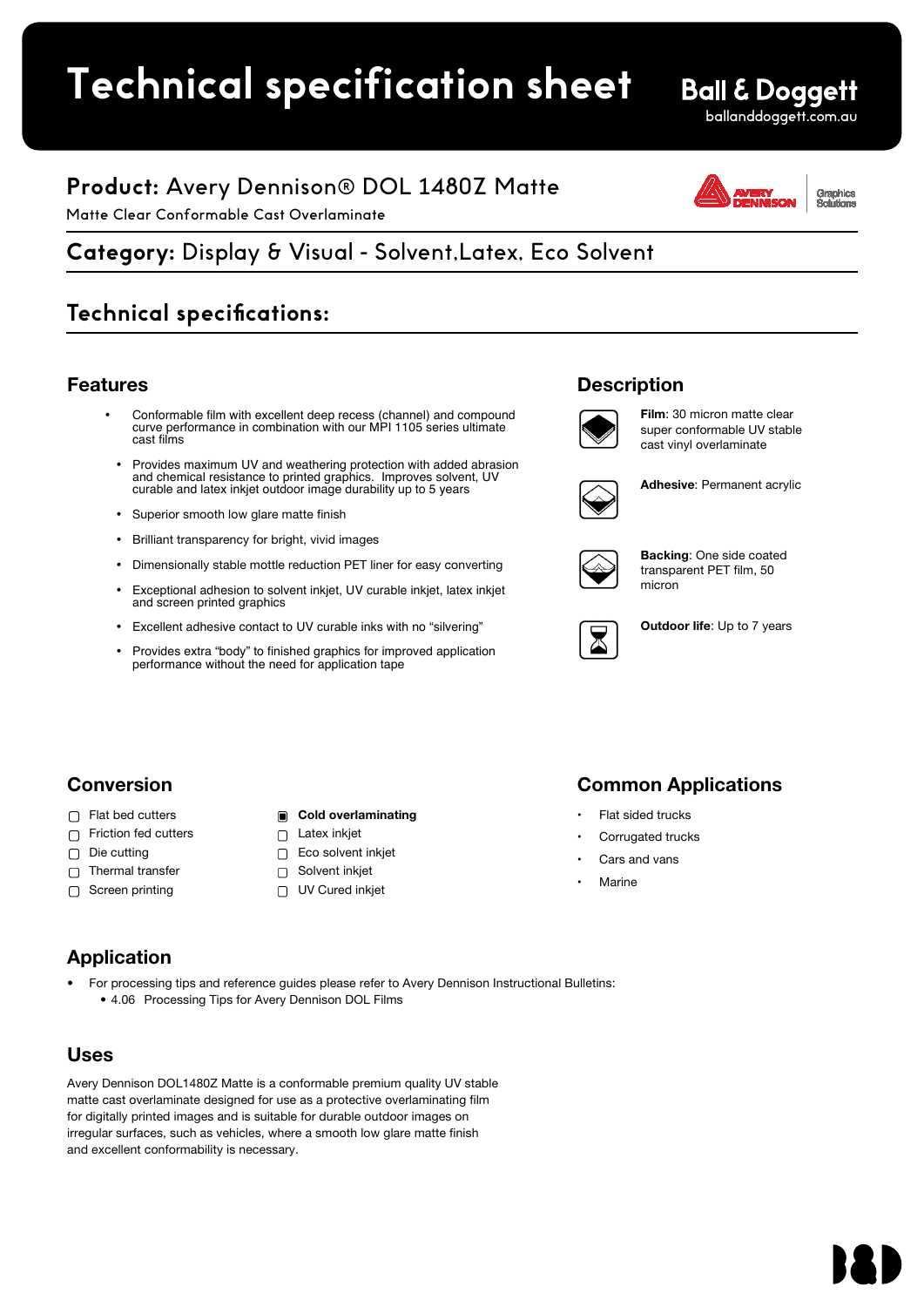# Technical specification sheet

Ball & Doggett
balldoggett.com.au

## **Product:** Avery Dennison® DOL 1480Z Matte

Matte Clear Conformable Cast Overlaminate

## **Category:** Display & Visual - Solvent,Latex, Eco Solvent

## Technical specifications:

### Features

- Conformable film with excellent deep recess (channel) and compound curve performance in combination with our MPI 1105 series ultimate cast films
- Provides maximum UV and weathering protection with added abrasion and chemical resistance to printed graphics. Improves solvent, UV curable and latex inkjet outdoor image durability up to 5 years
- Superior smooth low glare matte finish
- Brilliant transparency for bright, vivid images
- Dimensionally stable mottle reduction PET liner for easy converting
- Exceptional adhesion to solvent inkjet, UV curable inkjet, latex inkjet and screen printed graphics
- Excellent adhesive contact to UV curable inks with no "silvering"
- Provides extra "body" to finished graphics for improved application performance without the need for application tape

### Description

**Film**: 30 micron matte clear super conformable UV stable cast vinyl overlaminate

**Adhesive**: Permanent acrylic

**Backing**: One side coated transparent PET film, 50 micron

**Outdoor life**: Up to 7 years

### Conversion

- [ ] Flat bed cutters
- [ ] Friction fed cutters
- [ ] Die cutting
- [ ] Thermal transfer
- [ ] Screen printing
- [x] **Cold overlaminating**
- [ ] Latex inkjet
- [ ] Eco solvent inkjet
- [ ] Solvent inkjet
- [ ] UV Cured inkjet

### Common Applications

- Flat sided trucks
- Corrugated trucks
- Cars and vans
- Marine

### Application

- For processing tips and reference guides please refer to Avery Dennison Instructional Bulletins:
  - 4.06 Processing Tips for Avery Dennison DOL Films

### Uses

Avery Dennison DOL1480Z Matte is a conformable premium quality UV stable matte cast overlaminate designed for use as a protective overlaminating film for digitally printed images and is suitable for durable outdoor images on irregular surfaces, such as vehicles, where a smooth low glare matte finish and excellent conformability is necessary.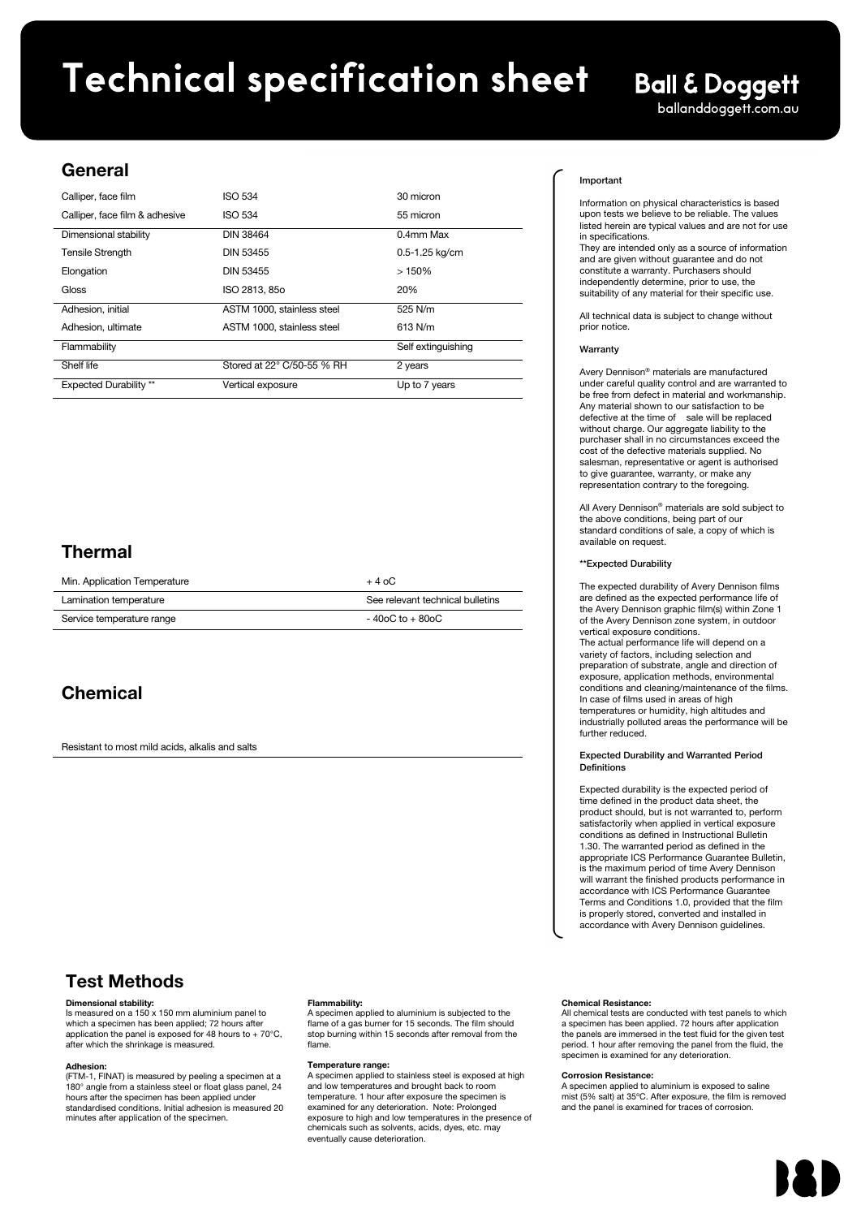# Technical specification sheet

**Ball & Doggett**
ballanddoggett.com.au

## General

| | | |
|---|---|---|
| Calliper, face film | ISO 534 | 30 micron |
| Calliper, face film & adhesive | ISO 534 | 55 micron |
| Dimensional stability | DIN 38464 | 0.4mm Max |
| Tensile Strength | DIN 53455 | 0.5-1.25 kg/cm |
| Elongation | DIN 53455 | > 150% |
| Gloss | ISO 2813, 85o | 20% |
| Adhesion, initial | ASTM 1000, stainless steel | 525 N/m |
| Adhesion, ultimate | ASTM 1000, stainless steel | 613 N/m |
| Flammability | | Self extinguishing |
| Shelf life | Stored at 22° C/50-55 % RH | 2 years |
| Expected Durability ** | Vertical exposure | Up to 7 years |

## Thermal

| | |
|---|---|
| Min. Application Temperature | + 4 oC |
| Lamination temperature | See relevant technical bulletins |
| Service temperature range | - 40oC to + 80oC |

## Chemical

Resistant to most mild acids, alkalis and salts

**Important**

Information on physical characteristics is based upon tests we believe to be reliable. The values listed herein are typical values and are not for use in specifications.
They are intended only as a source of information and are given without guarantee and do not constitute a warranty. Purchasers should independently determine, prior to use, the suitability of any material for their specific use.

All technical data is subject to change without prior notice.

**Warranty**

Avery Dennison® materials are manufactured under careful quality control and are warranted to be free from defect in material and workmanship. Any material shown to our satisfaction to be defective at the time of sale will be replaced without charge. Our aggregate liability to the purchaser shall in no circumstances exceed the cost of the defective materials supplied. No salesman, representative or agent is authorised to give guarantee, warranty, or make any representation contrary to the foregoing.

All Avery Dennison® materials are sold subject to the above conditions, being part of our standard conditions of sale, a copy of which is available on request.

**\*\*Expected Durability**

The expected durability of Avery Dennison films are defined as the expected performance life of the Avery Dennison graphic film(s) within Zone 1 of the Avery Dennison zone system, in outdoor vertical exposure conditions.
The actual performance life will depend on a variety of factors, including selection and preparation of substrate, angle and direction of exposure, application methods, environmental conditions and cleaning/maintenance of the films. In case of films used in areas of high temperatures or humidity, high altitudes and industrially polluted areas the performance will be further reduced.

**Expected Durability and Warranted Period Definitions**

Expected durability is the expected period of time defined in the product data sheet, the product should, but is not warranted to, perform satisfactorily when applied in vertical exposure conditions as defined in Instructional Bulletin 1.30. The warranted period as defined in the appropriate ICS Performance Guarantee Bulletin, is the maximum period of time Avery Dennison will warrant the finished products performance in accordance with ICS Performance Guarantee Terms and Conditions 1.0, provided that the film is properly stored, converted and installed in accordance with Avery Dennison guidelines.

## Test Methods

**Dimensional stability:**
Is measured on a 150 x 150 mm aluminium panel to which a specimen has been applied; 72 hours after application the panel is exposed for 48 hours to + 70°C, after which the shrinkage is measured.

**Adhesion:**
(FTM-1, FINAT) is measured by peeling a specimen at a 180° angle from a stainless steel or float glass panel, 24 hours after the specimen has been applied under standardised conditions. Initial adhesion is measured 20 minutes after application of the specimen.

**Flammability:**
A specimen applied to aluminium is subjected to the flame of a gas burner for 15 seconds. The film should stop burning within 15 seconds after removal from the flame.

**Temperature range:**
A specimen applied to stainless steel is exposed at high and low temperatures and brought back to room temperature. 1 hour after exposure the specimen is examined for any deterioration. Note: Prolonged exposure to high and low temperatures in the presence of chemicals such as solvents, acids, dyes, etc. may eventually cause deterioration.

**Chemical Resistance:**
All chemical tests are conducted with test panels to which a specimen has been applied. 72 hours after application the panels are immersed in the test fluid for the given test period. 1 hour after removing the panel from the fluid, the specimen is examined for any deterioration.

**Corrosion Resistance:**
A specimen applied to aluminium is exposed to saline mist (5% salt) at 35°C. After exposure, the film is removed and the panel is examined for traces of corrosion.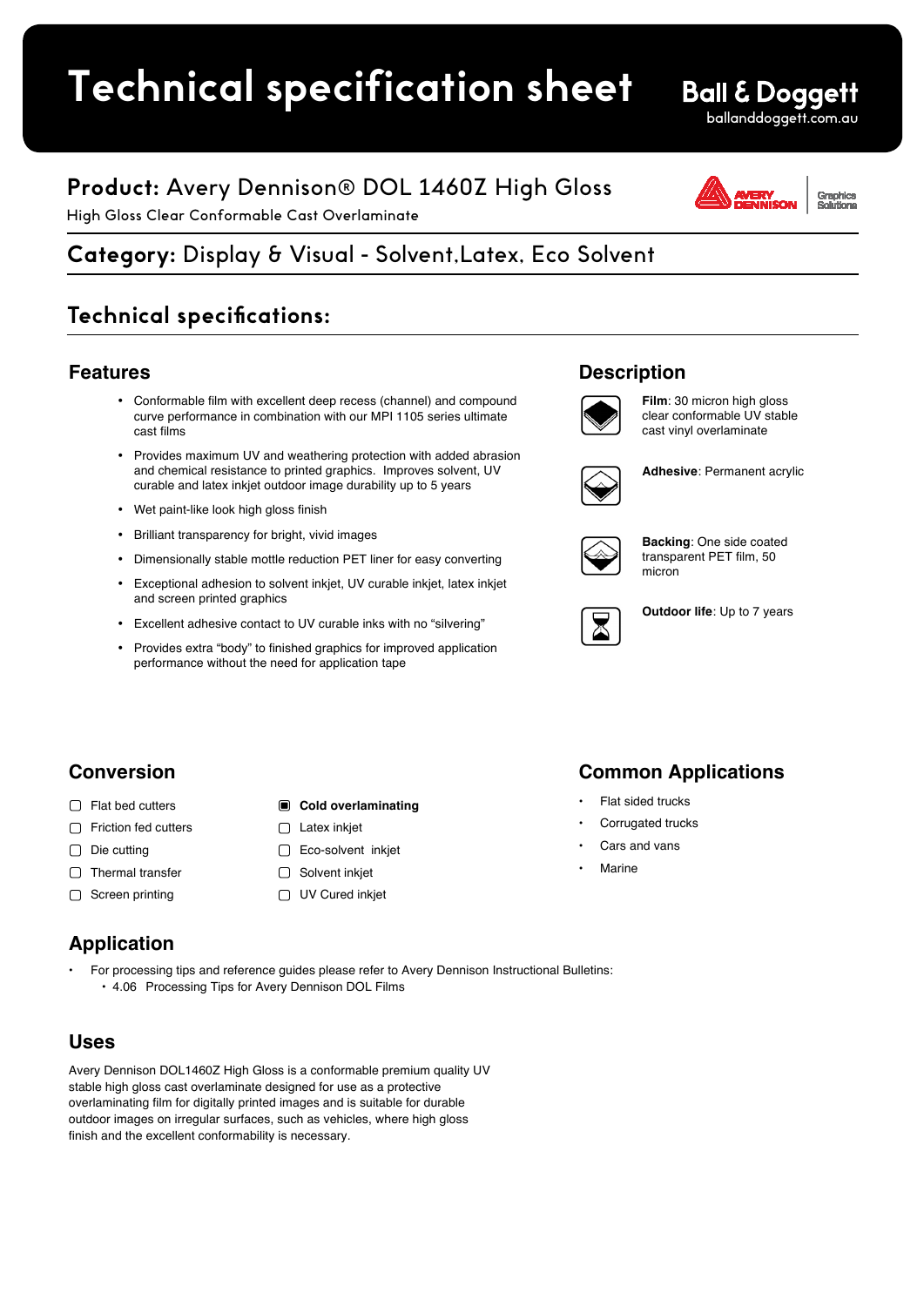# Technical specification sheet

Ball & Doggett
balllanddoggett.com.au

## Product: Avery Dennison® DOL 1460Z High Gloss

High Gloss Clear Conformable Cast Overlaminate

## Category: Display & Visual - Solvent,Latex, Eco Solvent

## Technical specifications:

### Features

- Conformable film with excellent deep recess (channel) and compound curve performance in combination with our MPI 1105 series ultimate cast films
- Provides maximum UV and weathering protection with added abrasion and chemical resistance to printed graphics. Improves solvent, UV curable and latex inkjet outdoor image durability up to 5 years
- Wet paint-like look high gloss finish
- Brilliant transparency for bright, vivid images
- Dimensionally stable mottle reduction PET liner for easy converting
- Exceptional adhesion to solvent inkjet, UV curable inkjet, latex inkjet and screen printed graphics
- Excellent adhesive contact to UV curable inks with no "silvering"
- Provides extra "body" to finished graphics for improved application performance without the need for application tape

### Description

**Film**: 30 micron high gloss clear conformable UV stable cast vinyl overlaminate

**Adhesive**: Permanent acrylic

**Backing**: One side coated transparent PET film, 50 micron

**Outdoor life**: Up to 7 years

### Conversion

- [ ] Flat bed cutters
- [ ] Friction fed cutters
- [ ] Die cutting
- [ ] Thermal transfer
- [ ] Screen printing
- [x] **Cold overlaminating**
- [ ] Latex inkjet
- [ ] Eco-solvent inkjet
- [ ] Solvent inkjet
- [ ] UV Cured inkjet

### Common Applications

- Flat sided trucks
- Corrugated trucks
- Cars and vans
- Marine

### Application

- For processing tips and reference guides please refer to Avery Dennison Instructional Bulletins:
  - 4.06 Processing Tips for Avery Dennison DOL Films

### Uses

Avery Dennison DOL1460Z High Gloss is a conformable premium quality UV stable high gloss cast overlaminate designed for use as a protective overlaminating film for digitally printed images and is suitable for durable outdoor images on irregular surfaces, such as vehicles, where high gloss finish and the excellent conformability is necessary.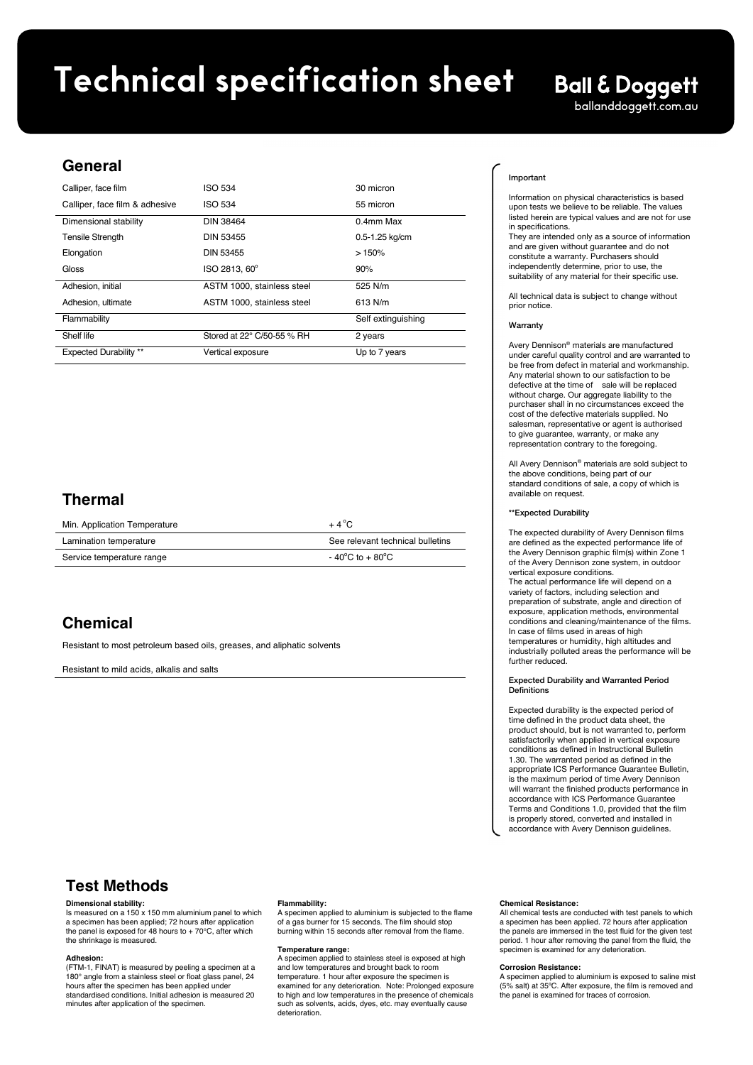# Technical specification sheet

**Ball & Doggett**
balldoggett.com.au

## General

| | | |
|---|---|---|
| Calliper, face film | ISO 534 | 30 micron |
| Calliper, face film & adhesive | ISO 534 | 55 micron |
| Dimensional stability | DIN 38464 | 0.4mm Max |
| Tensile Strength | DIN 53455 | 0.5-1.25 kg/cm |
| Elongation | DIN 53455 | > 150% |
| Gloss | ISO 2813, 60° | 90% |
| Adhesion, initial | ASTM 1000, stainless steel | 525 N/m |
| Adhesion, ultimate | ASTM 1000, stainless steel | 613 N/m |
| Flammability | | Self extinguishing |
| Shelf life | Stored at 22° C/50-55 % RH | 2 years |
| Expected Durability ** | Vertical exposure | Up to 7 years |

## Thermal

| | |
|---|---|
| Min. Application Temperature | + 4 °C |
| Lamination temperature | See relevant technical bulletins |
| Service temperature range | - 40°C to + 80°C |

## Chemical

Resistant to most petroleum based oils, greases, and aliphatic solvents

Resistant to mild acids, alkalis and salts

**Important**

Information on physical characteristics is based upon tests we believe to be reliable. The values listed herein are typical values and are not for use in specifications.
They are intended only as a source of information and are given without guarantee and do not constitute a warranty. Purchasers should independently determine, prior to use, the suitability of any material for their specific use.

All technical data is subject to change without prior notice.

**Warranty**

Avery Dennison® materials are manufactured under careful quality control and are warranted to be free from defect in material and workmanship. Any material shown to our satisfaction to be defective at the time of sale will be replaced without charge. Our aggregate liability to the purchaser shall in no circumstances exceed the cost of the defective materials supplied. No salesman, representative or agent is authorised to give guarantee, warranty, or make any representation contrary to the foregoing.

All Avery Dennison® materials are sold subject to the above conditions, being part of our standard conditions of sale, a copy of which is available on request.

**Expected Durability

The expected durability of Avery Dennison films are defined as the expected performance life of the Avery Dennison graphic film(s) within Zone 1 of the Avery Dennison zone system, in outdoor vertical exposure conditions.
The actual performance life will depend on a variety of factors, including selection and preparation of substrate, angle and direction of exposure, application methods, environmental conditions and cleaning/maintenance of the films. In case of films used in areas of high temperatures or humidity, high altitudes and industrially polluted areas the performance will be further reduced.

**Expected Durability and Warranted Period Definitions**

Expected durability is the expected period of time defined in the product data sheet, the product should, but is not warranted to, perform satisfactorily when applied in vertical exposure conditions as defined in Instructional Bulletin 1.30. The warranted period as defined in the appropriate ICS Performance Guarantee Bulletin, is the maximum period of time Avery Dennison will warrant the finished products performance in accordance with ICS Performance Guarantee Terms and Conditions 1.0, provided that the film is properly stored, converted and installed in accordance with Avery Dennison guidelines.

## Test Methods

**Dimensional stability:**
Is measured on a 150 x 150 mm aluminium panel to which a specimen has been applied; 72 hours after application the panel is exposed for 48 hours to + 70°C, after which the shrinkage is measured.

**Adhesion:**
(FTM-1, FINAT) is measured by peeling a specimen at a 180° angle from a stainless steel or float glass panel, 24 hours after the specimen has been applied under standardised conditions. Initial adhesion is measured 20 minutes after application of the specimen.

**Flammability:**
A specimen applied to aluminium is subjected to the flame of a gas burner for 15 seconds. The film should stop burning within 15 seconds after removal from the flame.

**Temperature range:**
A specimen applied to stainless steel is exposed at high and low temperatures and brought back to room temperature. 1 hour after exposure the specimen is examined for any deterioration. Note: Prolonged exposure to high and low temperatures in the presence of chemicals such as solvents, acids, dyes, etc. may eventually cause deterioration.

**Chemical Resistance:**
All chemical tests are conducted with test panels to which a specimen has been applied. 72 hours after application the panels are immersed in the test fluid for the given test period. 1 hour after removing the panel from the fluid, the specimen is examined for any deterioration.

**Corrosion Resistance:**
A specimen applied to aluminium is exposed to saline mist (5% salt) at 35°C. After exposure, the film is removed and the panel is examined for traces of corrosion.